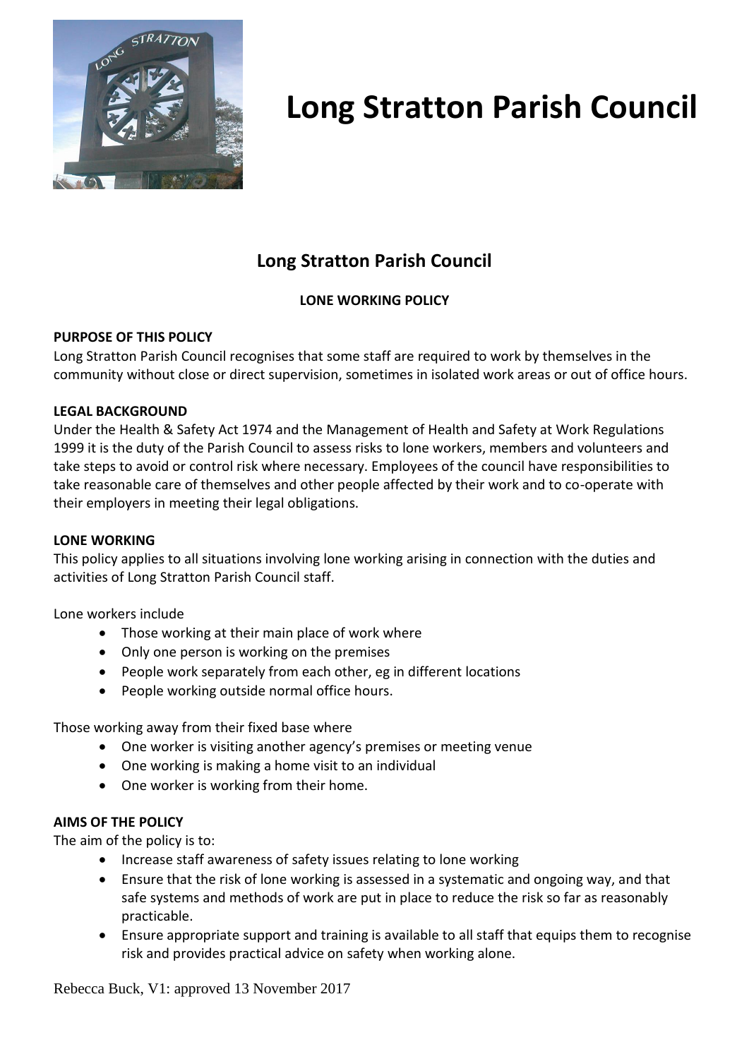# Long Stratton Parish Council

## Long Stratton Parish Council

**LONE WORKING POLICY**

**PURPOSE OF THIS POLICY**

Long Stratton Parish Council recognises that some staff are required to work by themselves in the community without close or direct supervision, sometimes in isolated work areas or out of office hours.

**LEGAL BACKGROUND**

Under the Health & Safety Act 1974 and the Management of Health and Safety at Work Regulations 1999 it is the duty of the Parish Council to assess risks to lone workers, members and volunteers and take steps to avoid or control risk where necessary. Employees of the council have responsibilities to take reasonable care of themselves and other people affected by their work and to co-operate with their employers in meeting their legal obligations.

**LONE WORKING**

This policy applies to all situations involving lone working arising in connection with the duties and activities of Long Stratton Parish Council staff.

Lone workers include

- Those working at their main place of work where
- Only one person is working on the premises
- People work separately from each other, eg in different locations
- People working outside normal office hours.

Those working away from their fixed base where

- One worker is visiting another agency's premises or meeting venue
- One working is making a home visit to an individual
- One worker is working from their home.

**AIMS OF THE POLICY**

The aim of the policy is to:

- Increase staff awareness of safety issues relating to lone working
- Ensure that the risk of lone working is assessed in a systematic and ongoing way, and that safe systems and methods of work are put in place to reduce the risk so far as reasonably practicable.
- Ensure appropriate support and training is available to all staff that equips them to recognise risk and provides practical advice on safety when working alone.

Rebecca Buck, V1: approved 13 November 2017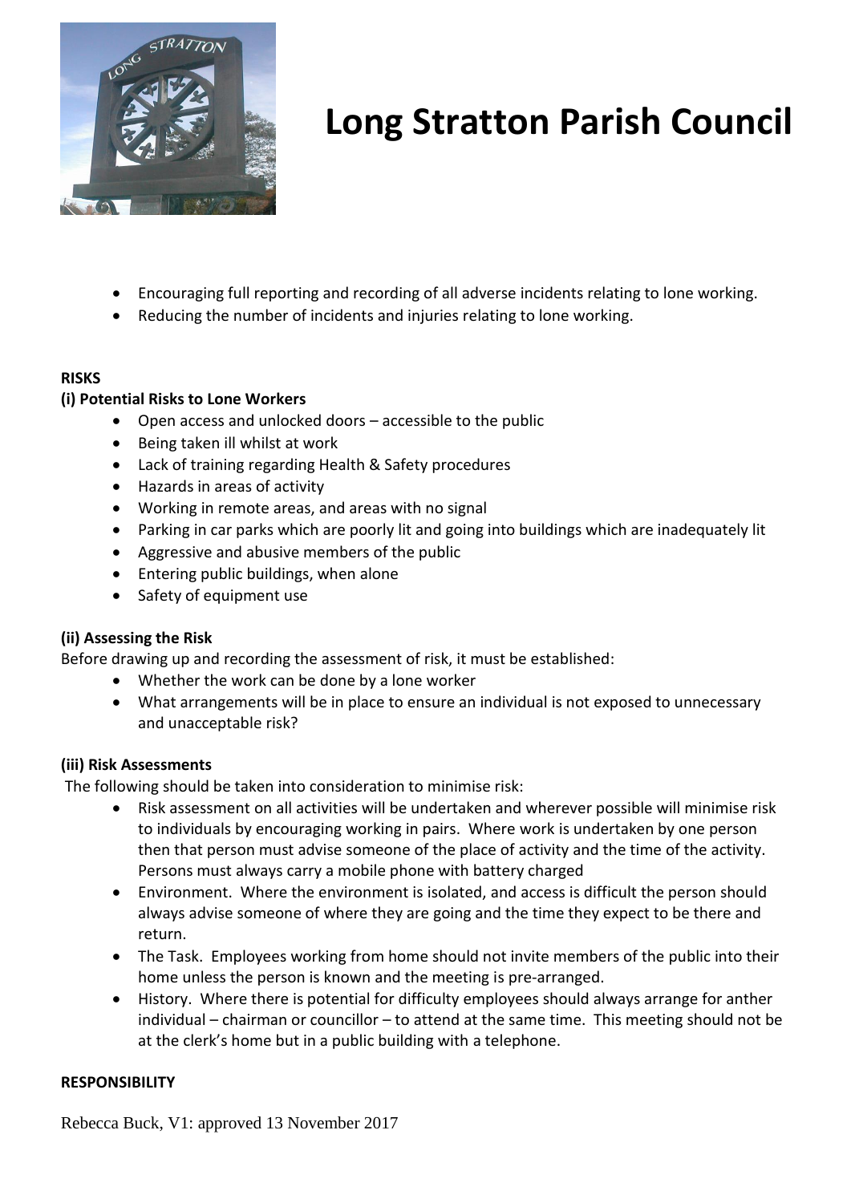- Encouraging full reporting and recording of all adverse incidents relating to lone working.
- Reducing the number of incidents and injuries relating to lone working.

**RISKS**

**(i) Potential Risks to Lone Workers**

- Open access and unlocked doors – accessible to the public
- Being taken ill whilst at work
- Lack of training regarding Health & Safety procedures
- Hazards in areas of activity
- Working in remote areas, and areas with no signal
- Parking in car parks which are poorly lit and going into buildings which are inadequately lit
- Aggressive and abusive members of the public
- Entering public buildings, when alone
- Safety of equipment use

**(ii) Assessing the Risk**

Before drawing up and recording the assessment of risk, it must be established:

- Whether the work can be done by a lone worker
- What arrangements will be in place to ensure an individual is not exposed to unnecessary and unacceptable risk?

**(iii) Risk Assessments**

The following should be taken into consideration to minimise risk:

- Risk assessment on all activities will be undertaken and wherever possible will minimise risk to individuals by encouraging working in pairs. Where work is undertaken by one person then that person must advise someone of the place of activity and the time of the activity. Persons must always carry a mobile phone with battery charged
- Environment. Where the environment is isolated, and access is difficult the person should always advise someone of where they are going and the time they expect to be there and return.
- The Task. Employees working from home should not invite members of the public into their home unless the person is known and the meeting is pre-arranged.
- History. Where there is potential for difficulty employees should always arrange for anther individual – chairman or councillor – to attend at the same time. This meeting should not be at the clerk's home but in a public building with a telephone.

**RESPONSIBILITY**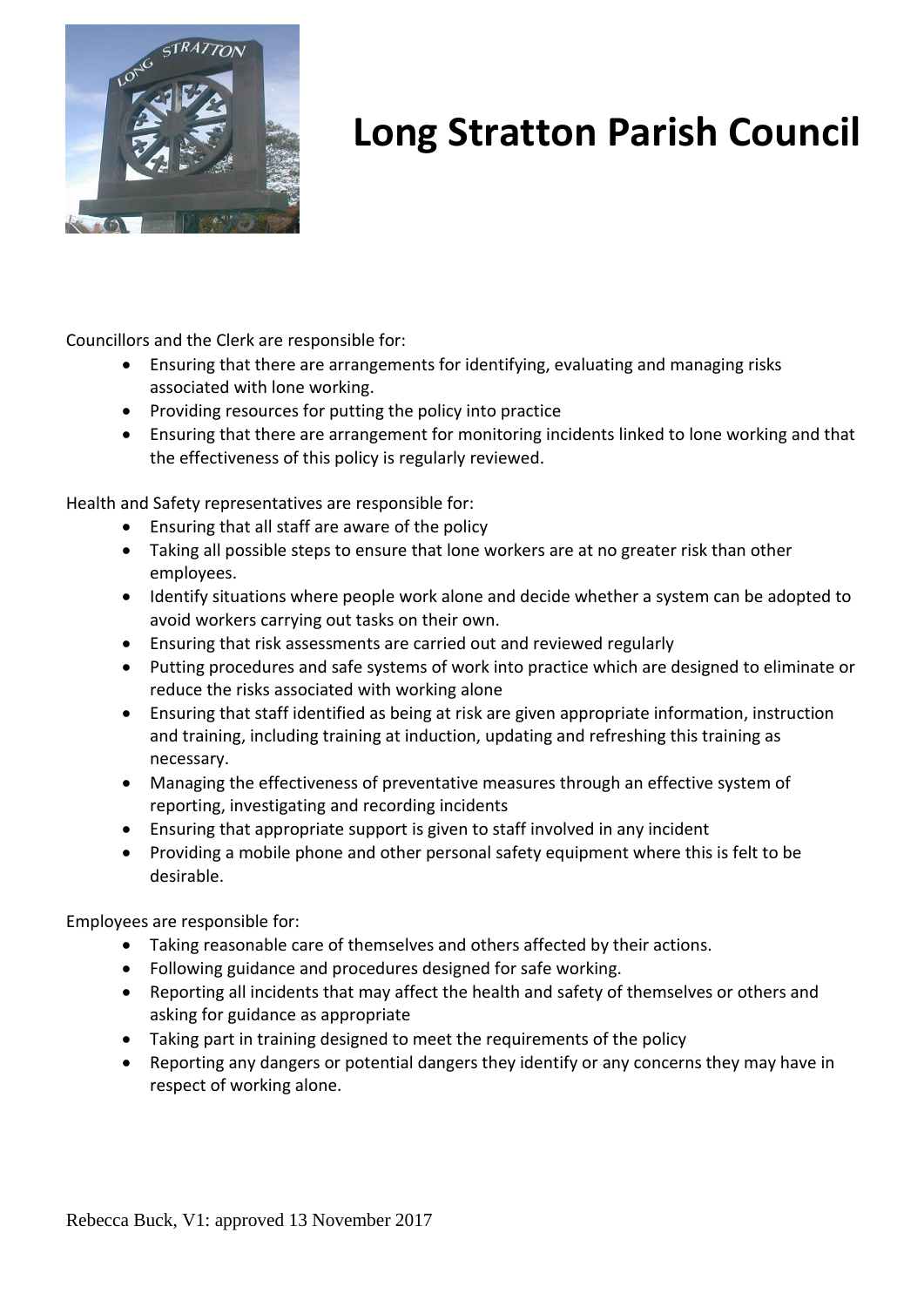# Long Stratton Parish Council

Councillors and the Clerk are responsible for:

- Ensuring that there are arrangements for identifying, evaluating and managing risks associated with lone working.
- Providing resources for putting the policy into practice
- Ensuring that there are arrangement for monitoring incidents linked to lone working and that the effectiveness of this policy is regularly reviewed.

Health and Safety representatives are responsible for:

- Ensuring that all staff are aware of the policy
- Taking all possible steps to ensure that lone workers are at no greater risk than other employees.
- Identify situations where people work alone and decide whether a system can be adopted to avoid workers carrying out tasks on their own.
- Ensuring that risk assessments are carried out and reviewed regularly
- Putting procedures and safe systems of work into practice which are designed to eliminate or reduce the risks associated with working alone
- Ensuring that staff identified as being at risk are given appropriate information, instruction and training, including training at induction, updating and refreshing this training as necessary.
- Managing the effectiveness of preventative measures through an effective system of reporting, investigating and recording incidents
- Ensuring that appropriate support is given to staff involved in any incident
- Providing a mobile phone and other personal safety equipment where this is felt to be desirable.

Employees are responsible for:

- Taking reasonable care of themselves and others affected by their actions.
- Following guidance and procedures designed for safe working.
- Reporting all incidents that may affect the health and safety of themselves or others and asking for guidance as appropriate
- Taking part in training designed to meet the requirements of the policy
- Reporting any dangers or potential dangers they identify or any concerns they may have in respect of working alone.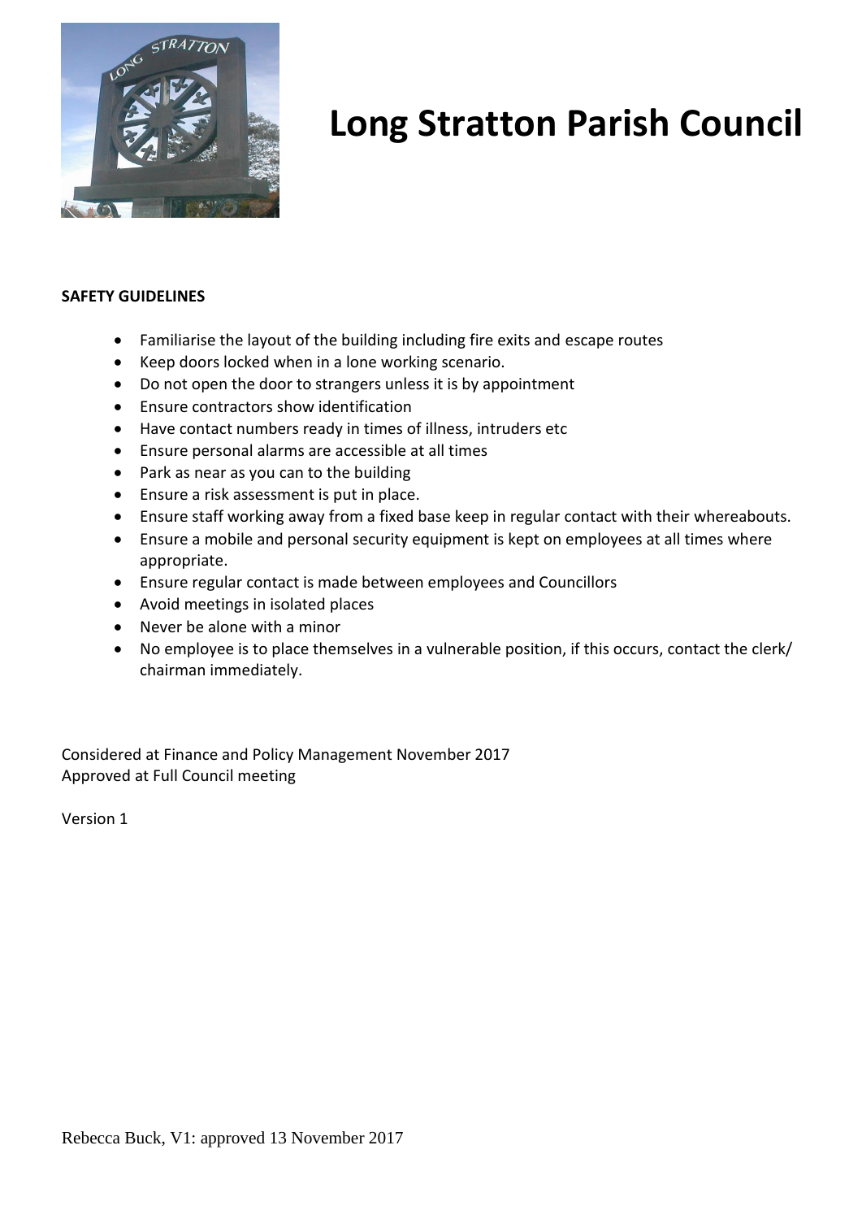# Long Stratton Parish Council

**SAFETY GUIDELINES**

- Familiarise the layout of the building including fire exits and escape routes
- Keep doors locked when in a lone working scenario.
- Do not open the door to strangers unless it is by appointment
- Ensure contractors show identification
- Have contact numbers ready in times of illness, intruders etc
- Ensure personal alarms are accessible at all times
- Park as near as you can to the building
- Ensure a risk assessment is put in place.
- Ensure staff working away from a fixed base keep in regular contact with their whereabouts.
- Ensure a mobile and personal security equipment is kept on employees at all times where appropriate.
- Ensure regular contact is made between employees and Councillors
- Avoid meetings in isolated places
- Never be alone with a minor
- No employee is to place themselves in a vulnerable position, if this occurs, contact the clerk/ chairman immediately.

Considered at Finance and Policy Management November 2017
Approved at Full Council meeting

Version 1

Rebecca Buck, V1: approved 13 November 2017